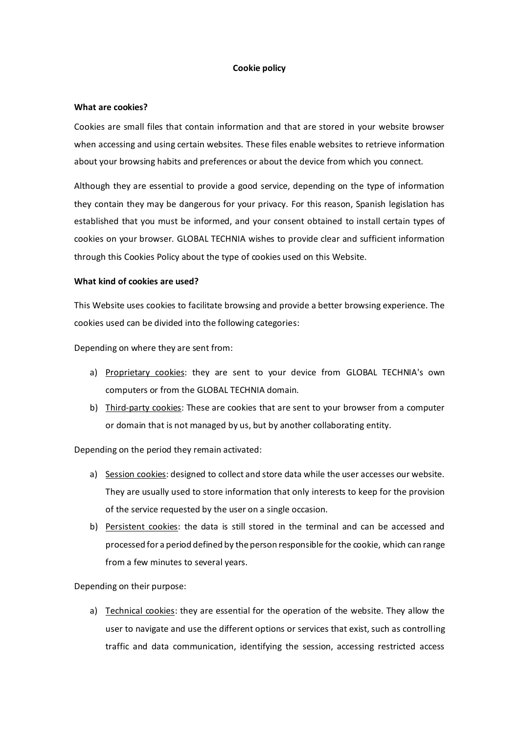# Cookie policy

## What are cookies?

Cookies are small files that contain information and that are stored in your website browser when accessing and using certain websites. These files enable websites to retrieve information about your browsing habits and preferences or about the device from which you connect.

Although they are essential to provide a good service, depending on the type of information they contain they may be dangerous for your privacy. For this reason, Spanish legislation has established that you must be informed, and your consent obtained to install certain types of cookies on your browser. GLOBAL TECHNIA wishes to provide clear and sufficient information through this Cookies Policy about the type of cookies used on this Website.

## What kind of cookies are used?

This Website uses cookies to facilitate browsing and provide a better browsing experience. The cookies used can be divided into the following categories:

Depending on where they are sent from:

a) <u>Proprietary cookies</u>: they are sent to your device from GLOBAL TECHNIA's own computers or from the GLOBAL TECHNIA domain.
b) <u>Third-party cookies</u>: These are cookies that are sent to your browser from a computer or domain that is not managed by us, but by another collaborating entity.

Depending on the period they remain activated:

a) <u>Session cookies</u>: designed to collect and store data while the user accesses our website. They are usually used to store information that only interests to keep for the provision of the service requested by the user on a single occasion.
b) <u>Persistent cookies</u>: the data is still stored in the terminal and can be accessed and processed for a period defined by the person responsible for the cookie, which can range from a few minutes to several years.

Depending on their purpose:

a) <u>Technical cookies</u>: they are essential for the operation of the website. They allow the user to navigate and use the different options or services that exist, such as controlling traffic and data communication, identifying the session, accessing restricted access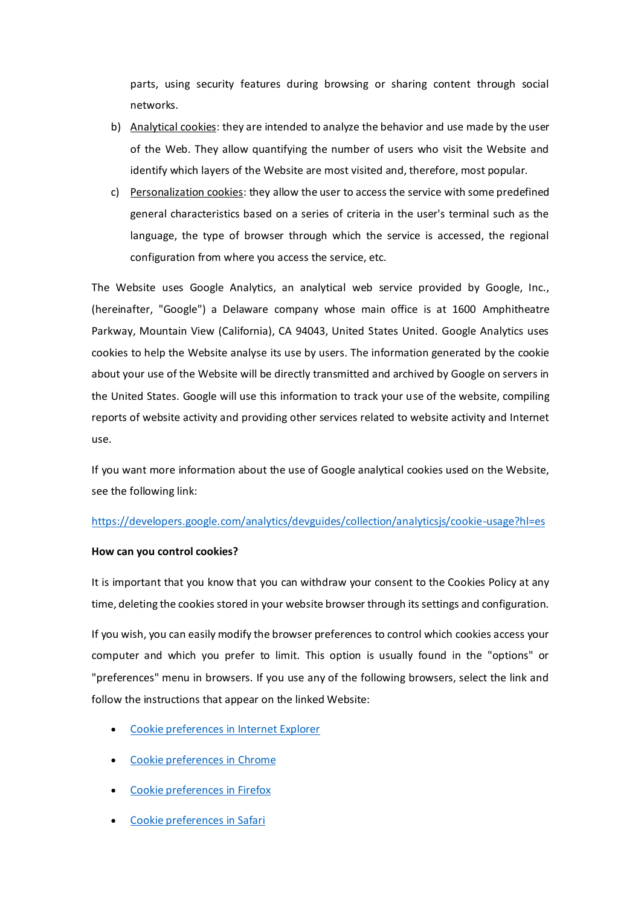parts, using security features during browsing or sharing content through social networks.

b) Analytical cookies: they are intended to analyze the behavior and use made by the user of the Web. They allow quantifying the number of users who visit the Website and identify which layers of the Website are most visited and, therefore, most popular.

c) Personalization cookies: they allow the user to access the service with some predefined general characteristics based on a series of criteria in the user's terminal such as the language, the type of browser through which the service is accessed, the regional configuration from where you access the service, etc.

The Website uses Google Analytics, an analytical web service provided by Google, Inc., (hereinafter, "Google") a Delaware company whose main office is at 1600 Amphitheatre Parkway, Mountain View (California), CA 94043, United States United. Google Analytics uses cookies to help the Website analyse its use by users. The information generated by the cookie about your use of the Website will be directly transmitted and archived by Google on servers in the United States. Google will use this information to track your use of the website, compiling reports of website activity and providing other services related to website activity and Internet use.

If you want more information about the use of Google analytical cookies used on the Website, see the following link:

https://developers.google.com/analytics/devguides/collection/analyticsjs/cookie-usage?hl=es

**How can you control cookies?**

It is important that you know that you can withdraw your consent to the Cookies Policy at any time, deleting the cookies stored in your website browser through its settings and configuration.

If you wish, you can easily modify the browser preferences to control which cookies access your computer and which you prefer to limit. This option is usually found in the "options" or "preferences" menu in browsers. If you use any of the following browsers, select the link and follow the instructions that appear on the linked Website:

- Cookie preferences in Internet Explorer
- Cookie preferences in Chrome
- Cookie preferences in Firefox
- Cookie preferences in Safari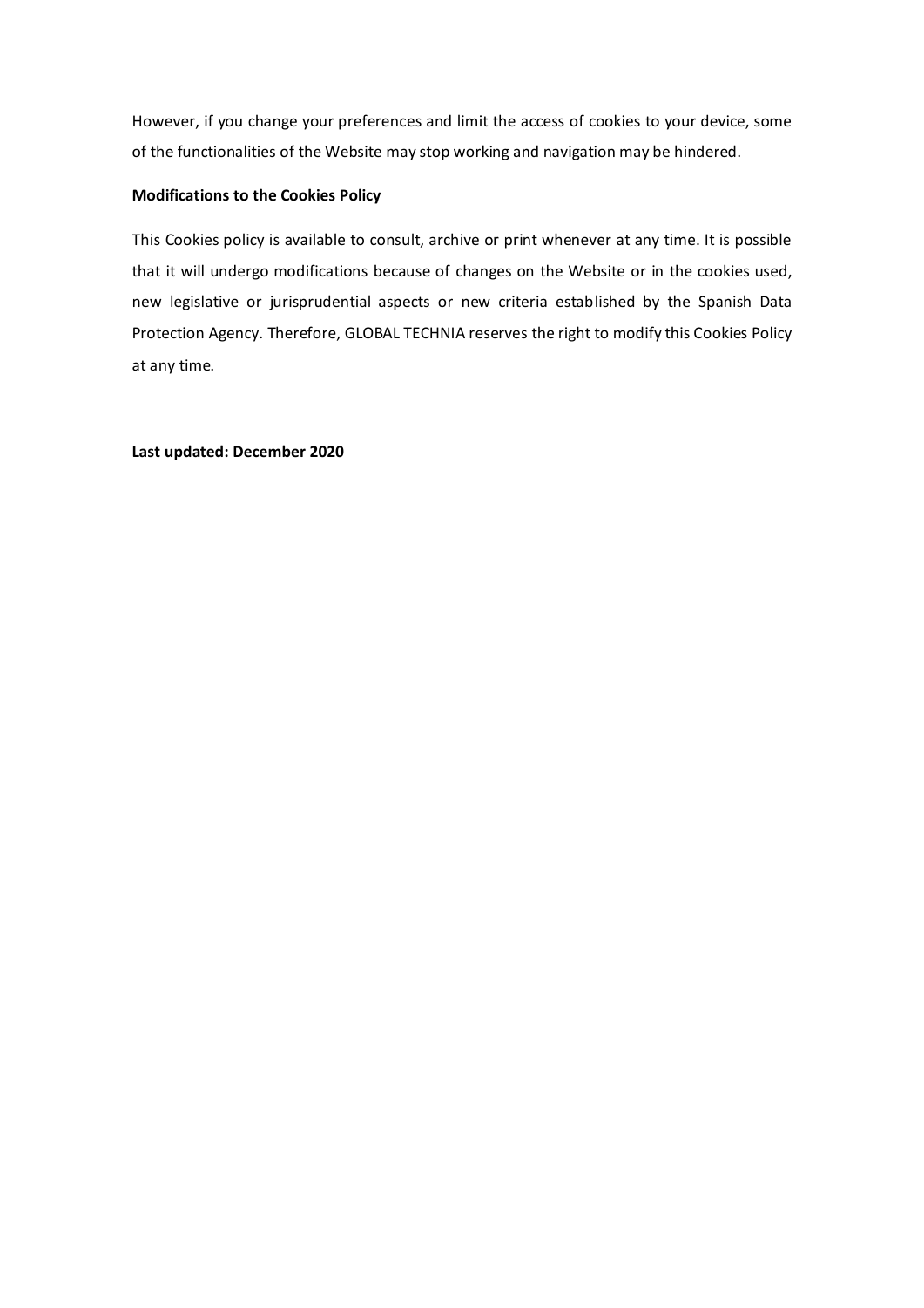However, if you change your preferences and limit the access of cookies to your device, some of the functionalities of the Website may stop working and navigation may be hindered.

**Modifications to the Cookies Policy**

This Cookies policy is available to consult, archive or print whenever at any time. It is possible that it will undergo modifications because of changes on the Website or in the cookies used, new legislative or jurisprudential aspects or new criteria established by the Spanish Data Protection Agency. Therefore, GLOBAL TECHNIA reserves the right to modify this Cookies Policy at any time.

**Last updated: December 2020**